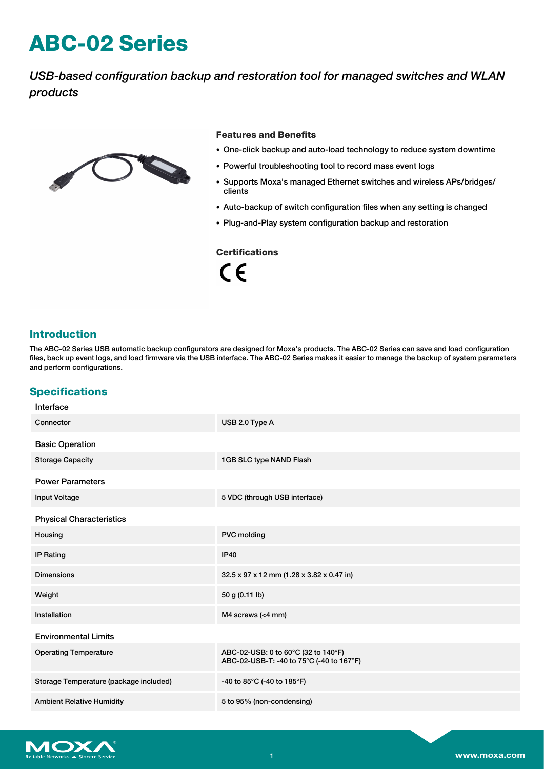# ABC-02 Series

*USB-based configuration backup and restoration tool for managed switches and WLAN products*

### Features and Benefits

- One-click backup and auto-load technology to reduce system downtime
- Powerful troubleshooting tool to record mass event logs
- Supports Moxa's managed Ethernet switches and wireless APs/bridges/clients
- Auto-backup of switch configuration files when any setting is changed
- Plug-and-Play system configuration backup and restoration

### Certifications

CE

## Introduction

The ABC-02 Series USB automatic backup configurators are designed for Moxa's products. The ABC-02 Series can save and load configuration files, back up event logs, and load firmware via the USB interface. The ABC-02 Series makes it easier to manage the backup of system parameters and perform configurations.

## Specifications

**Interface**

| | |
|---|---|
| Connector | USB 2.0 Type A |

**Basic Operation**

| | |
|---|---|
| Storage Capacity | 1GB SLC type NAND Flash |

**Power Parameters**

| | |
|---|---|
| Input Voltage | 5 VDC (through USB interface) |

**Physical Characteristics**

| | |
|---|---|
| Housing | PVC molding |
| IP Rating | IP40 |
| Dimensions | 32.5 x 97 x 12 mm (1.28 x 3.82 x 0.47 in) |
| Weight | 50 g (0.11 lb) |
| Installation | M4 screws (<4 mm) |

**Environmental Limits**

| | |
|---|---|
| Operating Temperature | ABC-02-USB: 0 to 60°C (32 to 140°F)<br>ABC-02-USB-T: -40 to 75°C (-40 to 167°F) |
| Storage Temperature (package included) | -40 to 85°C (-40 to 185°F) |
| Ambient Relative Humidity | 5 to 95% (non-condensing) |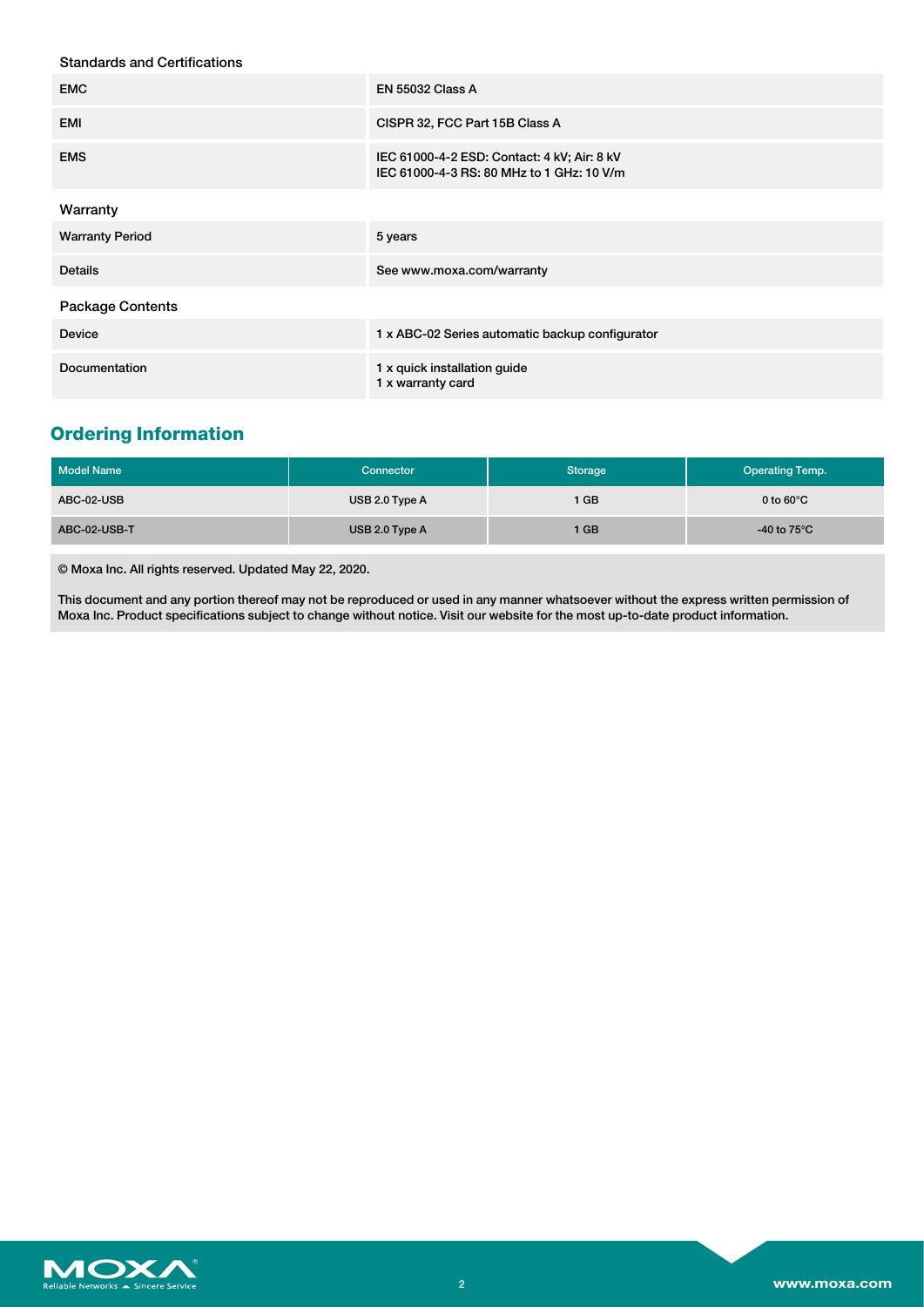### Standards and Certifications

| | |
|---|---|
| EMC | EN 55032 Class A |
| EMI | CISPR 32, FCC Part 15B Class A |
| EMS | IEC 61000-4-2 ESD: Contact: 4 kV; Air: 8 kV<br>IEC 61000-4-3 RS: 80 MHz to 1 GHz: 10 V/m |

### Warranty

| | |
|---|---|
| Warranty Period | 5 years |
| Details | See www.moxa.com/warranty |

### Package Contents

| | |
|---|---|
| Device | 1 x ABC-02 Series automatic backup configurator |
| Documentation | 1 x quick installation guide<br>1 x warranty card |

## Ordering Information

| Model Name | Connector | Storage | Operating Temp. |
|---|---|---|---|
| ABC-02-USB | USB 2.0 Type A | 1 GB | 0 to 60°C |
| ABC-02-USB-T | USB 2.0 Type A | 1 GB | -40 to 75°C |

© Moxa Inc. All rights reserved. Updated May 22, 2020.

This document and any portion thereof may not be reproduced or used in any manner whatsoever without the express written permission of Moxa Inc. Product specifications subject to change without notice. Visit our website for the most up-to-date product information.